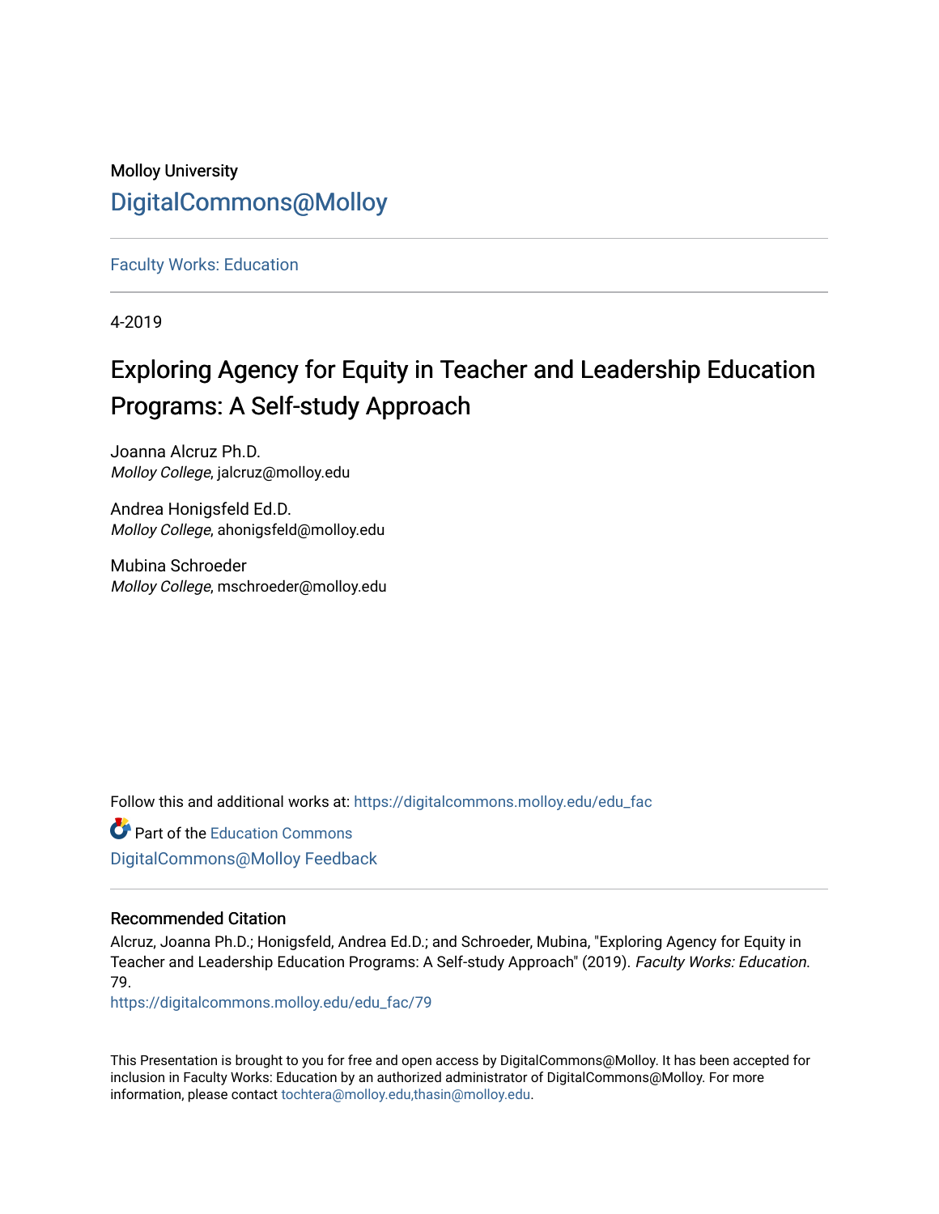Molloy University

DigitalCommons@Molloy

Faculty Works: Education

4-2019

# Exploring Agency for Equity in Teacher and Leadership Education Programs: A Self-study Approach

Joanna Alcruz Ph.D.
*Molloy College*, jalcruz@molloy.edu

Andrea Honigsfeld Ed.D.
*Molloy College*, ahonigsfeld@molloy.edu

Mubina Schroeder
*Molloy College*, mschroeder@molloy.edu

Follow this and additional works at: https://digitalcommons.molloy.edu/edu_fac

Part of the Education Commons

DigitalCommons@Molloy Feedback

## Recommended Citation

Alcruz, Joanna Ph.D.; Honigsfeld, Andrea Ed.D.; and Schroeder, Mubina, "Exploring Agency for Equity in Teacher and Leadership Education Programs: A Self-study Approach" (2019). *Faculty Works: Education*. 79.
https://digitalcommons.molloy.edu/edu_fac/79

This Presentation is brought to you for free and open access by DigitalCommons@Molloy. It has been accepted for inclusion in Faculty Works: Education by an authorized administrator of DigitalCommons@Molloy. For more information, please contact tochtera@molloy.edu,thasin@molloy.edu.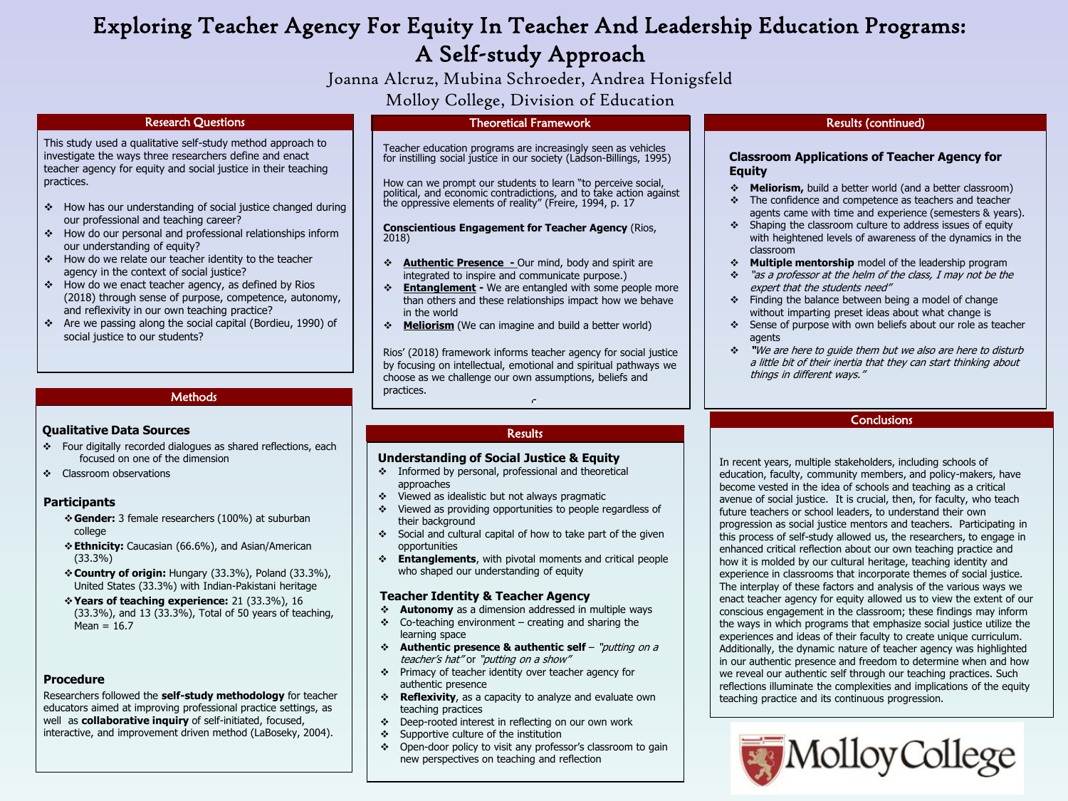# Exploring Teacher Agency For Equity In Teacher And Leadership Education Programs: A Self-study Approach

Joanna Alcruz, Mubina Schroeder, Andrea Honigsfeld

Molloy College, Division of Education

## Research Questions

This study used a qualitative self-study method approach to investigate the ways three researchers define and enact teacher agency for equity and social justice in their teaching practices.

- How has our understanding of social justice changed during our professional and teaching career?
- How do our personal and professional relationships inform our understanding of equity?
- How do we relate our teacher identity to the teacher agency in the context of social justice?
- How do we enact teacher agency, as defined by Rios (2018) through sense of purpose, competence, autonomy, and reflexivity in our own teaching practice?
- Are we passing along the social capital (Bordieu, 1990) of social justice to our students?

## Methods

### Qualitative Data Sources

- Four digitally recorded dialogues as shared reflections, each focused on one of the dimension
- Classroom observations

### Participants

- **Gender:** 3 female researchers (100%) at suburban college
- **Ethnicity:** Caucasian (66.6%), and Asian/American (33.3%)
- **Country of origin:** Hungary (33.3%), Poland (33.3%), United States (33.3%) with Indian-Pakistani heritage
- **Years of teaching experience:** 21 (33.3%), 16 (33.3%), and 13 (33.3%), Total of 50 years of teaching, Mean = 16.7

### Procedure

Researchers followed the **self-study methodology** for teacher educators aimed at improving professional practice settings, as well as **collaborative inquiry** of self-initiated, focused, interactive, and improvement driven method (LaBoseky, 2004).

## Theoretical Framework

Teacher education programs are increasingly seen as vehicles for instilling social justice in our society (Ladson-Billings, 1995)

How can we prompt our students to learn "to perceive social, political, and economic contradictions, and to take action against the oppressive elements of reality" (Freire, 1994, p. 17

**Conscientious Engagement for Teacher Agency** (Rios, 2018)

- **Authentic Presence -** Our mind, body and spirit are integrated to inspire and communicate purpose.)
- **Entanglement -** We are entangled with some people more than others and these relationships impact how we behave in the world
- **Meliorism** (We can imagine and build a better world)

Rios' (2018) framework informs teacher agency for social justice by focusing on intellectual, emotional and spiritual pathways we choose as we challenge our own assumptions, beliefs and practices.

## Results

### Understanding of Social Justice & Equity

- Informed by personal, professional and theoretical approaches
- Viewed as idealistic but not always pragmatic
- Viewed as providing opportunities to people regardless of their background
- Social and cultural capital of how to take part of the given opportunities
- **Entanglements**, with pivotal moments and critical people who shaped our understanding of equity

### Teacher Identity & Teacher Agency

- **Autonomy** as a dimension addressed in multiple ways
- Co-teaching environment – creating and sharing the learning space
- **Authentic presence & authentic self** – *"putting on a teacher's hat"* or *"putting on a show"*
- Primacy of teacher identity over teacher agency for authentic presence
- **Reflexivity**, as a capacity to analyze and evaluate own teaching practices
- Deep-rooted interest in reflecting on our own work
- Supportive culture of the institution
- Open-door policy to visit any professor's classroom to gain new perspectives on teaching and reflection

## Results (continued)

### Classroom Applications of Teacher Agency for Equity

- **Meliorism,** build a better world (and a better classroom)
- The confidence and competence as teachers and teacher agents came with time and experience (semesters & years).
- Shaping the classroom culture to address issues of equity with heightened levels of awareness of the dynamics in the classroom
- **Multiple mentorship** model of the leadership program
- *"as a professor at the helm of the class, I may not be the expert that the students need"*
- Finding the balance between being a model of change without imparting preset ideas about what change is
- Sense of purpose with own beliefs about our role as teacher agents
- *"We are here to guide them but we also are here to disturb a little bit of their inertia that they can start thinking about things in different ways."*

## Conclusions

In recent years, multiple stakeholders, including schools of education, faculty, community members, and policy-makers, have become vested in the idea of schools and teaching as a critical avenue of social justice. It is crucial, then, for faculty, who teach future teachers or school leaders, to understand their own progression as social justice mentors and teachers. Participating in this process of self-study allowed us, the researchers, to engage in enhanced critical reflection about our own teaching practice and how it is molded by our cultural heritage, teaching identity and experience in classrooms that incorporate themes of social justice. The interplay of these factors and analysis of the various ways we enact teacher agency for equity allowed us to view the extent of our conscious engagement in the classroom; these findings may inform the ways in which programs that emphasize social justice utilize the experiences and ideas of their faculty to create unique curriculum. Additionally, the dynamic nature of teacher agency was highlighted in our authentic presence and freedom to determine when and how we reveal our authentic self through our teaching practices. Such reflections illuminate the complexities and implications of the equity teaching practice and its continuous progression.

Molloy College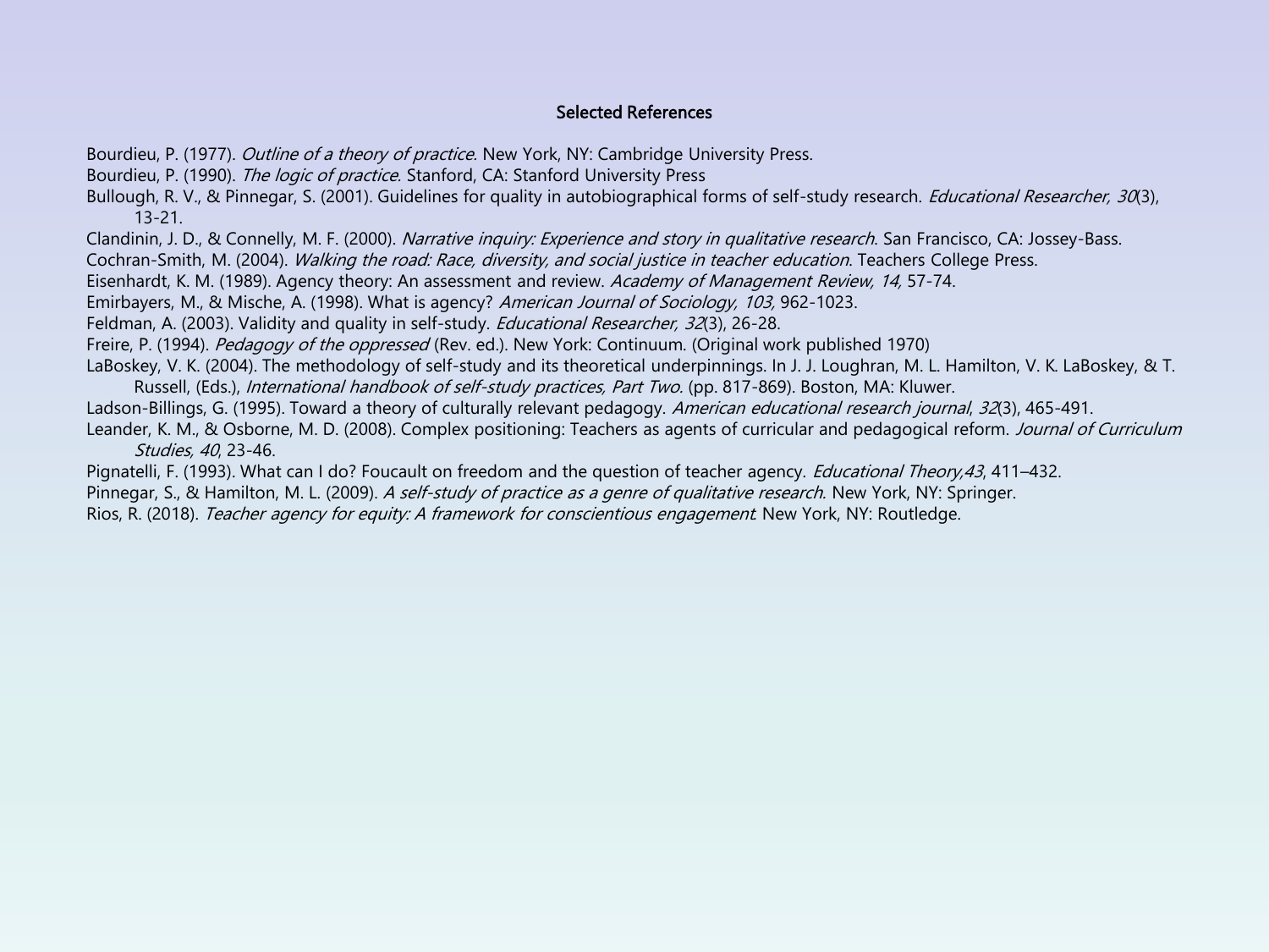## Selected References

Bourdieu, P. (1977). *Outline of a theory of practice.* New York, NY: Cambridge University Press.

Bourdieu, P. (1990). *The logic of practice.* Stanford, CA: Stanford University Press

Bullough, R. V., & Pinnegar, S. (2001). Guidelines for quality in autobiographical forms of self-study research. *Educational Researcher, 30*(3), 13-21.

Clandinin, J. D., & Connelly, M. F. (2000). *Narrative inquiry: Experience and story in qualitative research*. San Francisco, CA: Jossey-Bass.

Cochran-Smith, M. (2004). *Walking the road: Race, diversity, and social justice in teacher education*. Teachers College Press.

Eisenhardt, K. M. (1989). Agency theory: An assessment and review. *Academy of Management Review, 14,* 57-74.

Emirbayers, M., & Mische, A. (1998). What is agency? *American Journal of Sociology, 103,* 962-1023.

Feldman, A. (2003). Validity and quality in self-study. *Educational Researcher, 32*(3), 26-28.

Freire, P. (1994). *Pedagogy of the oppressed* (Rev. ed.). New York: Continuum. (Original work published 1970)

LaBoskey, V. K. (2004). The methodology of self-study and its theoretical underpinnings. In J. J. Loughran, M. L. Hamilton, V. K. LaBoskey, & T. Russell, (Eds.), *International handbook of self-study practices, Part Two*. (pp. 817-869). Boston, MA: Kluwer.

Ladson-Billings, G. (1995). Toward a theory of culturally relevant pedagogy. *American educational research journal*, *32*(3), 465-491.

Leander, K. M., & Osborne, M. D. (2008). Complex positioning: Teachers as agents of curricular and pedagogical reform. *Journal of Curriculum Studies, 40*, 23-46.

Pignatelli, F. (1993). What can I do? Foucault on freedom and the question of teacher agency. *Educational Theory,43*, 411–432.

Pinnegar, S., & Hamilton, M. L. (2009). *A self-study of practice as a genre of qualitative research.* New York, NY: Springer.

Rios, R. (2018). *Teacher agency for equity: A framework for conscientious engagement.* New York, NY: Routledge.